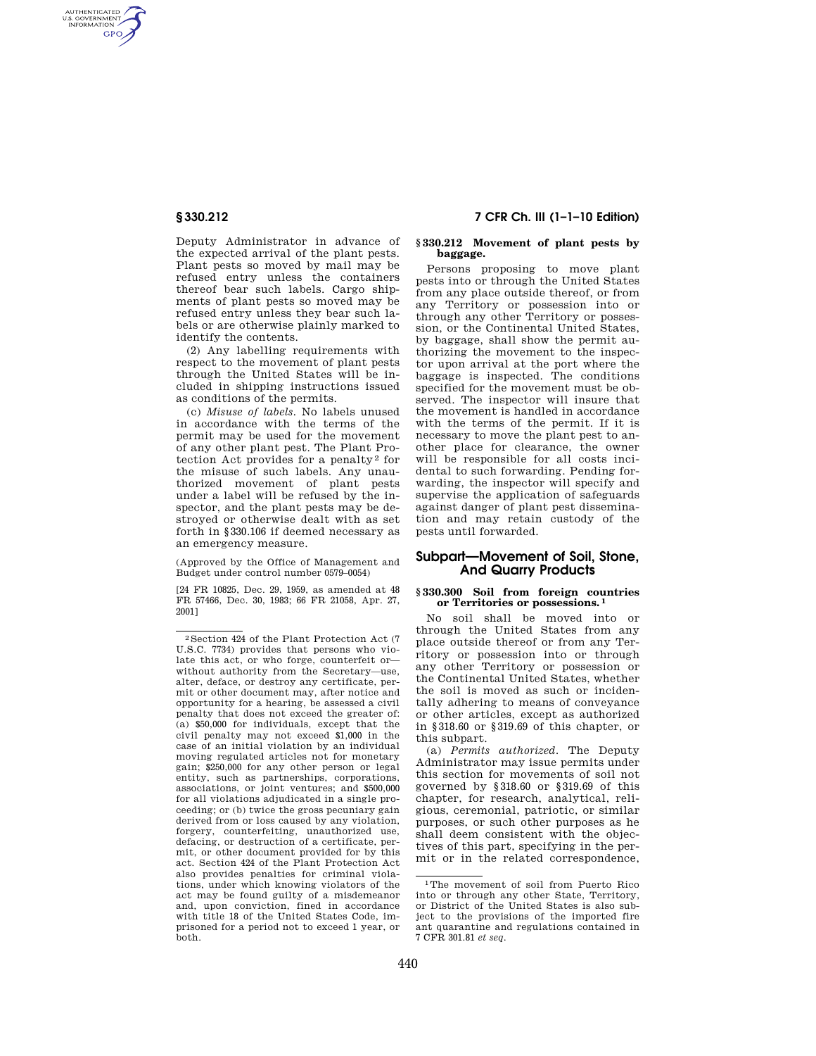Deputy Administrator in advance of the expected arrival of the plant pests. Plant pests so moved by mail may be refused entry unless the containers thereof bear such labels. Cargo shipments of plant pests so moved may be refused entry unless they bear such labels or are otherwise plainly marked to identify the contents.

(2) Any labelling requirements with respect to the movement of plant pests through the United States will be included in shipping instructions issued as conditions of the permits.

(c) *Misuse of labels.* No labels unused in accordance with the terms of the permit may be used for the movement of any other plant pest. The Plant Protection Act provides for a penalty[2] for the misuse of such labels. Any unauthorized movement of plant pests under a label will be refused by the inspector, and the plant pests may be destroyed or otherwise dealt with as set forth in §330.106 if deemed necessary as an emergency measure.

(Approved by the Office of Management and Budget under control number 0579–0054)

[24 FR 10825, Dec. 29, 1959, as amended at 48 FR 57466, Dec. 30, 1983; 66 FR 21058, Apr. 27, 2001]

[2] Section 424 of the Plant Protection Act (7 U.S.C. 7734) provides that persons who violate this act, or who forge, counterfeit or—without authority from the Secretary—use, alter, deface, or destroy any certificate, permit or other document may, after notice and opportunity for a hearing, be assessed a civil penalty that does not exceed the greater of: (a) $50,000 for individuals, except that the civil penalty may not exceed $1,000 in the case of an initial violation by an individual moving regulated articles not for monetary gain; $250,000 for any other person or legal entity, such as partnerships, corporations, associations, or joint ventures; and $500,000 for all violations adjudicated in a single proceeding; or (b) twice the gross pecuniary gain derived from or loss caused by any violation, forgery, counterfeiting, unauthorized use, defacing, or destruction of a certificate, permit, or other document provided for by this act. Section 424 of the Plant Protection Act also provides penalties for criminal violations, under which knowing violators of the act may be found guilty of a misdemeanor and, upon conviction, fined in accordance with title 18 of the United States Code, imprisoned for a period not to exceed 1 year, or both.

### § 330.212 Movement of plant pests by baggage.

Persons proposing to move plant pests into or through the United States from any place outside thereof, or from any Territory or possession into or through any other Territory or possession, or the Continental United States, by baggage, shall show the permit authorizing the movement to the inspector upon arrival at the port where the baggage is inspected. The conditions specified for the movement must be observed. The inspector will insure that the movement is handled in accordance with the terms of the permit. If it is necessary to move the plant pest to another place for clearance, the owner will be responsible for all costs incidental to such forwarding. Pending forwarding, the inspector will specify and supervise the application of safeguards against danger of plant pest dissemination and may retain custody of the pests until forwarded.

## Subpart—Movement of Soil, Stone, And Quarry Products

### § 330.300 Soil from foreign countries or Territories or possessions.[1]

No soil shall be moved into or through the United States from any place outside thereof or from any Territory or possession into or through any other Territory or possession or the Continental United States, whether the soil is moved as such or incidentally adhering to means of conveyance or other articles, except as authorized in §318.60 or §319.69 of this chapter, or this subpart.

(a) *Permits authorized.* The Deputy Administrator may issue permits under this section for movements of soil not governed by §318.60 or §319.69 of this chapter, for research, analytical, religious, ceremonial, patriotic, or similar purposes, or such other purposes as he shall deem consistent with the objectives of this part, specifying in the permit or in the related correspondence,

[1] The movement of soil from Puerto Rico into or through any other State, Territory, or District of the United States is also subject to the provisions of the imported fire ant quarantine and regulations contained in 7 CFR 301.81 *et seq.*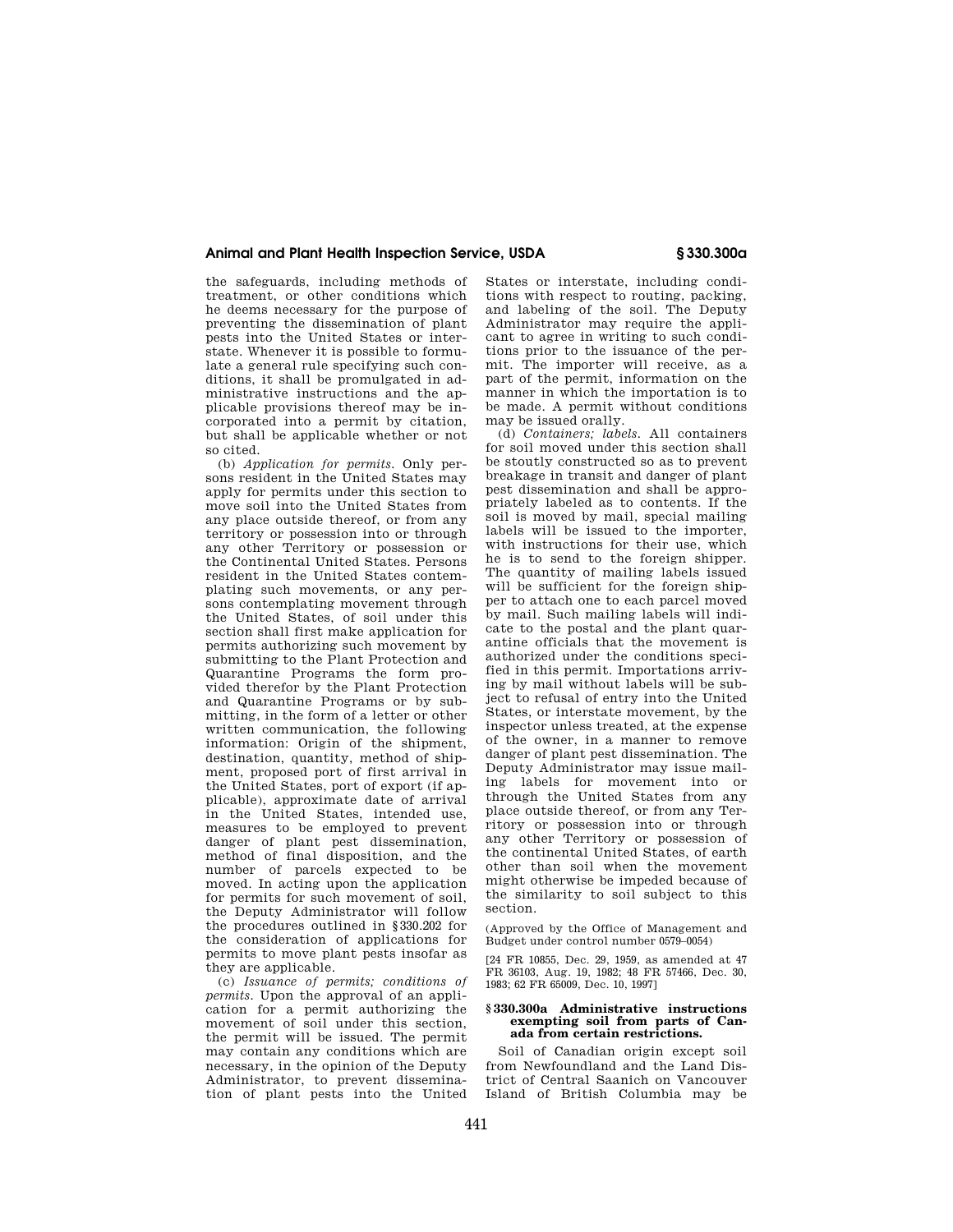the safeguards, including methods of treatment, or other conditions which he deems necessary for the purpose of preventing the dissemination of plant pests into the United States or interstate. Whenever it is possible to formulate a general rule specifying such conditions, it shall be promulgated in administrative instructions and the applicable provisions thereof may be incorporated into a permit by citation, but shall be applicable whether or not so cited.

(b) *Application for permits.* Only persons resident in the United States may apply for permits under this section to move soil into the United States from any place outside thereof, or from any territory or possession into or through any other Territory or possession or the Continental United States. Persons resident in the United States contemplating such movements, or any persons contemplating movement through the United States, of soil under this section shall first make application for permits authorizing such movement by submitting to the Plant Protection and Quarantine Programs the form provided therefor by the Plant Protection and Quarantine Programs or by submitting, in the form of a letter or other written communication, the following information: Origin of the shipment, destination, quantity, method of shipment, proposed port of first arrival in the United States, port of export (if applicable), approximate date of arrival in the United States, intended use, measures to be employed to prevent danger of plant pest dissemination, method of final disposition, and the number of parcels expected to be moved. In acting upon the application for permits for such movement of soil, the Deputy Administrator will follow the procedures outlined in §330.202 for the consideration of applications for permits to move plant pests insofar as they are applicable.

(c) *Issuance of permits; conditions of permits.* Upon the approval of an application for a permit authorizing the movement of soil under this section, the permit will be issued. The permit may contain any conditions which are necessary, in the opinion of the Deputy Administrator, to prevent dissemination of plant pests into the United States or interstate, including conditions with respect to routing, packing, and labeling of the soil. The Deputy Administrator may require the applicant to agree in writing to such conditions prior to the issuance of the permit. The importer will receive, as a part of the permit, information on the manner in which the importation is to be made. A permit without conditions may be issued orally.

(d) *Containers; labels.* All containers for soil moved under this section shall be stoutly constructed so as to prevent breakage in transit and danger of plant pest dissemination and shall be appropriately labeled as to contents. If the soil is moved by mail, special mailing labels will be issued to the importer, with instructions for their use, which he is to send to the foreign shipper. The quantity of mailing labels issued will be sufficient for the foreign shipper to attach one to each parcel moved by mail. Such mailing labels will indicate to the postal and the plant quarantine officials that the movement is authorized under the conditions specified in this permit. Importations arriving by mail without labels will be subject to refusal of entry into the United States, or interstate movement, by the inspector unless treated, at the expense of the owner, in a manner to remove danger of plant pest dissemination. The Deputy Administrator may issue mailing labels for movement into or through the United States from any place outside thereof, or from any Territory or possession into or through any other Territory or possession of the continental United States, of earth other than soil when the movement might otherwise be impeded because of the similarity to soil subject to this section.

(Approved by the Office of Management and Budget under control number 0579–0054)

[24 FR 10855, Dec. 29, 1959, as amended at 47 FR 36103, Aug. 19, 1982; 48 FR 57466, Dec. 30, 1983; 62 FR 65009, Dec. 10, 1997]

### § 330.300a Administrative instructions exempting soil from parts of Canada from certain restrictions.

Soil of Canadian origin except soil from Newfoundland and the Land District of Central Saanich on Vancouver Island of British Columbia may be